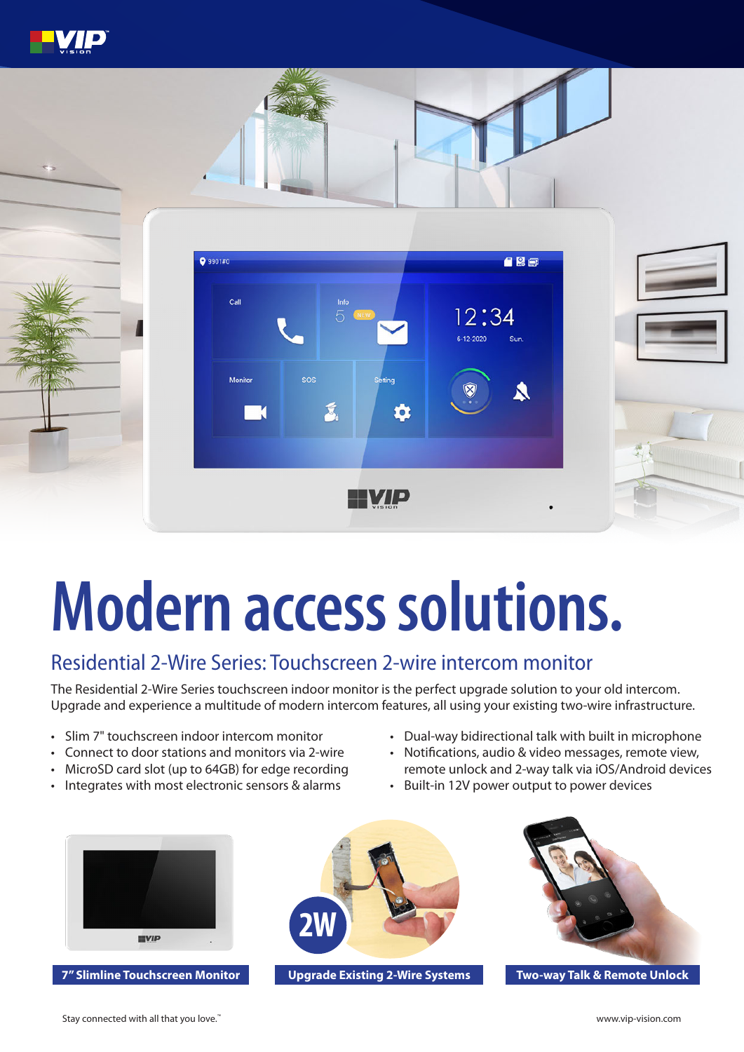# Modern access solutions.

## Residential 2-Wire Series: Touchscreen 2-wire intercom monitor

The Residential 2-Wire Series touchscreen indoor monitor is the perfect upgrade solution to your old intercom. Upgrade and experience a multitude of modern intercom features, all using your existing two-wire infrastructure.

- Slim 7" touchscreen indoor intercom monitor
- Connect to door stations and monitors via 2-wire
- MicroSD card slot (up to 64GB) for edge recording
- Integrates with most electronic sensors & alarms
- Dual-way bidirectional talk with built in microphone
- Notifications, audio & video messages, remote view, remote unlock and 2-way talk via iOS/Android devices
- Built-in 12V power output to power devices

**7" Slimline Touchscreen Monitor**

**Upgrade Existing 2-Wire Systems**

**Two-way Talk & Remote Unlock**

Stay connected with all that you love.™

www.vip-vision.com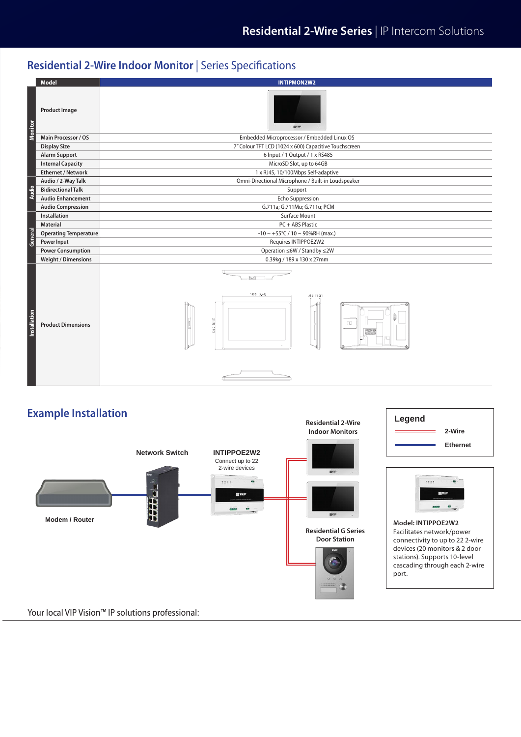## Residential 2-Wire Indoor Monitor | Series Specifications

| | Model | INTIPMON2W2 |
|---|---|---|
| Monitor | Product Image | |
| | Main Processor / OS | Embedded Microprocessor / Embedded Linux OS |
| | Display Size | 7" Colour TFT LCD (1024 x 600) Capacitive Touchscreen |
| | Alarm Support | 6 Input / 1 Output / 1 x RS485 |
| | Internal Capacity | MicroSD Slot, up to 64GB |
| | Ethernet / Network | 1 x RJ45, 10/100Mbps Self-adaptive |
| Audio | Audio / 2-Way Talk | Omni-Directional Microphone / Built-in Loudspeaker |
| | Bidirectional Talk | Support |
| | Audio Enhancement | Echo Suppression |
| | Audio Compression | G.711a; G.711Mu; G.711u; PCM |
| General | Installation | Surface Mount |
| | Material | PC + ABS Plastic |
| | Operating Temperature | -10 ~ +55℃ / 10 ~ 90%RH (max.) |
| | Power Input | Requires INTIPPOE2W2 |
| | Power Consumption | Operation ≤6W / Standby ≤2W |
| | Weight / Dimensions | 0.39kg / 189 x 130 x 27mm |
| Installation | Product Dimensions | |

## Example Installation

Modem / Router

Network Switch

INTIPPOE2W2
Connect up to 22 2-wire devices

Residential 2-Wire Indoor Monitors

Residential G Series Door Station

**Legend**

2-Wire

Ethernet

**Model: INTIPPOE2W2**
Facilitates network/power connectivity to up to 22 2-wire devices (20 monitors & 2 door stations). Supports 10-level cascading through each 2-wire port.

Your local VIP Vision™ IP solutions professional: